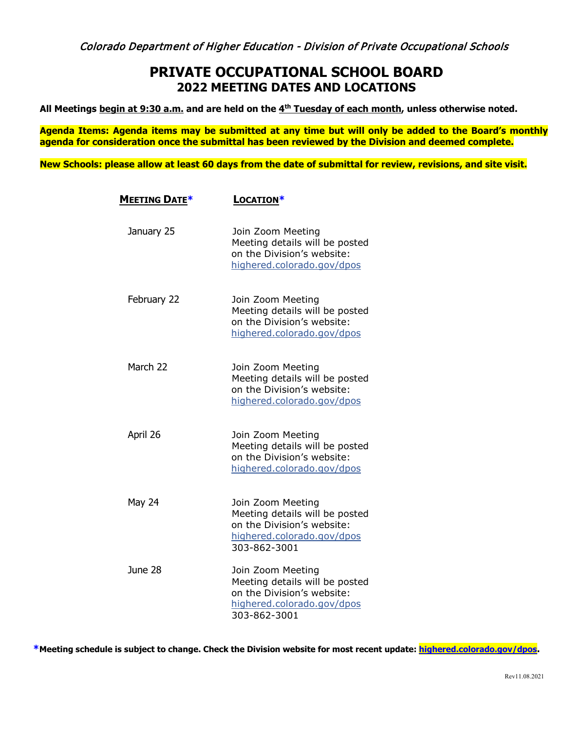*Colorado Department of Higher Education - Division of Private Occupational Schools*

# PRIVATE OCCUPATIONAL SCHOOL BOARD
## 2022 MEETING DATES AND LOCATIONS

**All Meetings begin at 9:30 a.m. and are held on the 4th Tuesday of each month, unless otherwise noted.**

**Agenda Items: Agenda items may be submitted at any time but will only be added to the Board's monthly agenda for consideration once the submittal has been reviewed by the Division and deemed complete.**

**New Schools: please allow at least 60 days from the date of submittal for review, revisions, and site visit.**

| MEETING DATE* | LOCATION* |
|---|---|
| January 25 | Join Zoom Meeting<br>Meeting details will be posted on the Division's website: highered.colorado.gov/dpos |
| February 22 | Join Zoom Meeting<br>Meeting details will be posted on the Division's website: highered.colorado.gov/dpos |
| March 22 | Join Zoom Meeting<br>Meeting details will be posted on the Division's website: highered.colorado.gov/dpos |
| April 26 | Join Zoom Meeting<br>Meeting details will be posted on the Division's website: highered.colorado.gov/dpos |
| May 24 | Join Zoom Meeting<br>Meeting details will be posted on the Division's website: highered.colorado.gov/dpos<br>303-862-3001 |
| June 28 | Join Zoom Meeting<br>Meeting details will be posted on the Division's website: highered.colorado.gov/dpos<br>303-862-3001 |

***Meeting schedule is subject to change. Check the Division website for most recent update: highered.colorado.gov/dpos.**

Rev11.08.2021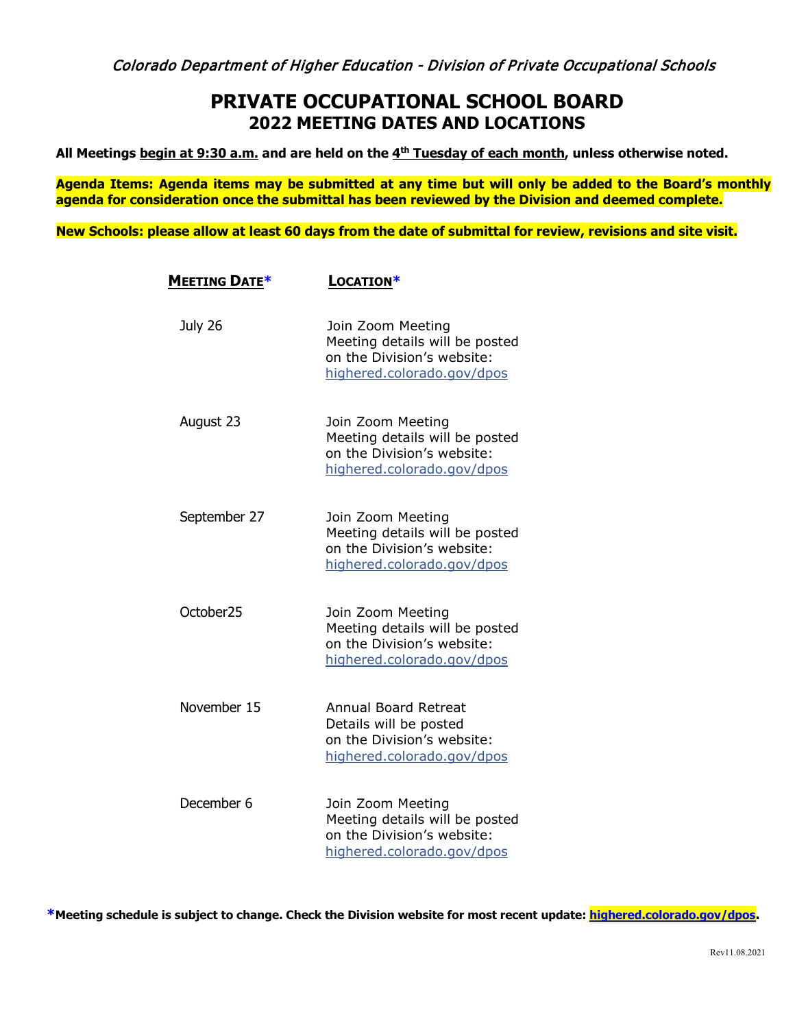*Colorado Department of Higher Education - Division of Private Occupational Schools*

# PRIVATE OCCUPATIONAL SCHOOL BOARD
## 2022 MEETING DATES AND LOCATIONS

**All Meetings begin at 9:30 a.m. and are held on the 4th Tuesday of each month, unless otherwise noted.**

**Agenda Items: Agenda items may be submitted at any time but will only be added to the Board's monthly agenda for consideration once the submittal has been reviewed by the Division and deemed complete.**

**New Schools: please allow at least 60 days from the date of submittal for review, revisions and site visit.**

| MEETING DATE* | LOCATION* |
|---|---|
| July 26 | Join Zoom Meeting<br>Meeting details will be posted on the Division's website: highered.colorado.gov/dpos |
| August 23 | Join Zoom Meeting<br>Meeting details will be posted on the Division's website: highered.colorado.gov/dpos |
| September 27 | Join Zoom Meeting<br>Meeting details will be posted on the Division's website: highered.colorado.gov/dpos |
| October25 | Join Zoom Meeting<br>Meeting details will be posted on the Division's website: highered.colorado.gov/dpos |
| November 15 | Annual Board Retreat<br>Details will be posted on the Division's website: highered.colorado.gov/dpos |
| December 6 | Join Zoom Meeting<br>Meeting details will be posted on the Division's website: highered.colorado.gov/dpos |

***Meeting schedule is subject to change. Check the Division website for most recent update: highered.colorado.gov/dpos.**

Rev11.08.2021